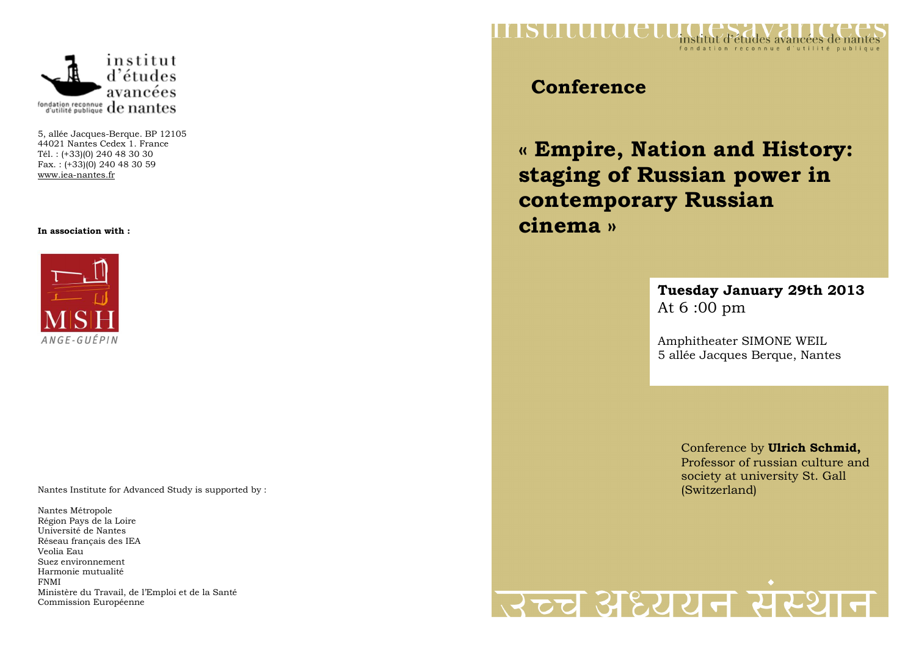institut d'études avancées de nantes

fondation reconnue d'utilité publique

5, allée Jacques-Berque. BP 12105
44021 Nantes Cedex 1. France
Tél. : (+33)(0) 240 48 30 30
Fax. : (+33)(0) 240 48 30 59
www.iea-nantes.fr

**In association with :**

MSH ANGE-GUÉPIN

Nantes Institute for Advanced Study is supported by :

Nantes Métropole
Région Pays de la Loire
Université de Nantes
Réseau français des IEA
Veolia Eau
Suez environnement
Harmonie mutualité
FNMI
Ministère du Travail, de l'Emploi et de la Santé
Commission Européenne

institutdetudesavancees

institut d'études avancées de nantes
fondation reconnue d'utilité publique

## Conference

# « Empire, Nation and History: staging of Russian power in contemporary Russian cinema »

**Tuesday January 29th 2013**
At 6 :00 pm

Amphitheater SIMONE WEIL
5 allée Jacques Berque, Nantes

Conference by **Ulrich Schmid,**
Professor of russian culture and society at university St. Gall (Switzerland)

उच्च अध्ययन संस्थान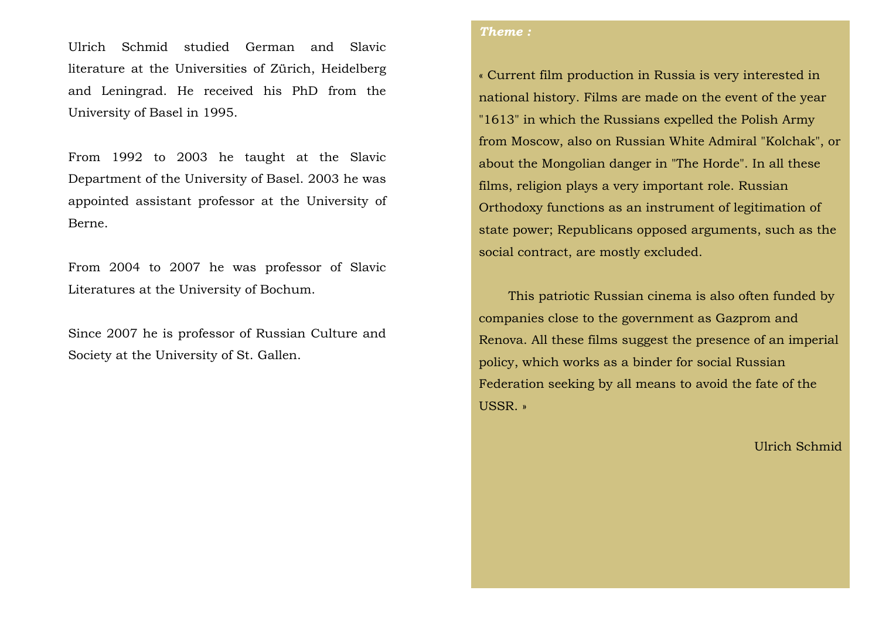Ulrich Schmid studied German and Slavic literature at the Universities of Zürich, Heidelberg and Leningrad. He received his PhD from the University of Basel in 1995.

From 1992 to 2003 he taught at the Slavic Department of the University of Basel. 2003 he was appointed assistant professor at the University of Berne.

From 2004 to 2007 he was professor of Slavic Literatures at the University of Bochum.

Since 2007 he is professor of Russian Culture and Society at the University of St. Gallen.

***Theme :***

« Current film production in Russia is very interested in national history. Films are made on the event of the year "1613" in which the Russians expelled the Polish Army from Moscow, also on Russian White Admiral "Kolchak", or about the Mongolian danger in "The Horde". In all these films, religion plays a very important role. Russian Orthodoxy functions as an instrument of legitimation of state power; Republicans opposed arguments, such as the social contract, are mostly excluded.

This patriotic Russian cinema is also often funded by companies close to the government as Gazprom and Renova. All these films suggest the presence of an imperial policy, which works as a binder for social Russian Federation seeking by all means to avoid the fate of the USSR. »

Ulrich Schmid